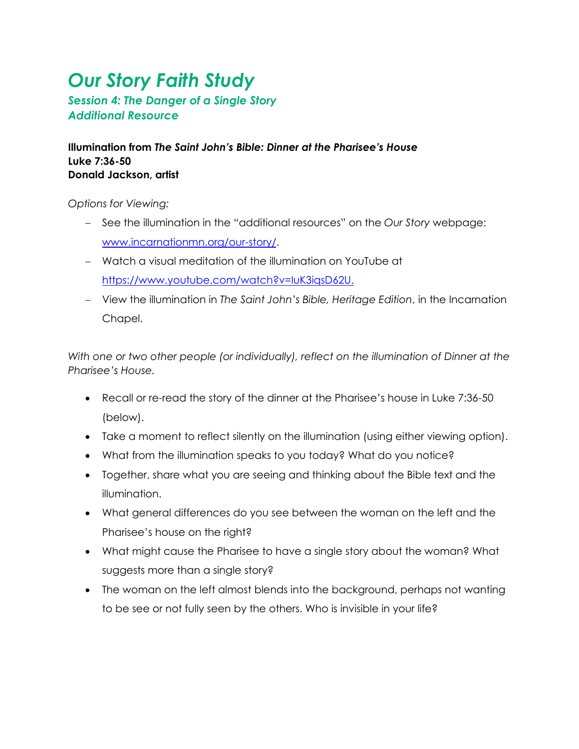# *Our Story Faith Study*

## *Session 4: The Danger of a Single Story*
## *Additional Resource*

**Illumination from *The Saint John's Bible: Dinner at the Pharisee's House***
**Luke 7:36-50**
**Donald Jackson, artist**

*Options for Viewing:*

- See the illumination in the "additional resources" on the *Our Story* webpage: www.incarnationmn.org/our-story/.
- Watch a visual meditation of the illumination on YouTube at https://www.youtube.com/watch?v=luK3iqsD62U.
- View the illumination in *The Saint John's Bible, Heritage Edition*, in the Incarnation Chapel.

*With one or two other people (or individually), reflect on the illumination of Dinner at the Pharisee's House.*

- Recall or re-read the story of the dinner at the Pharisee's house in Luke 7:36-50 (below).
- Take a moment to reflect silently on the illumination (using either viewing option).
- What from the illumination speaks to you today? What do you notice?
- Together, share what you are seeing and thinking about the Bible text and the illumination.
- What general differences do you see between the woman on the left and the Pharisee's house on the right?
- What might cause the Pharisee to have a single story about the woman? What suggests more than a single story?
- The woman on the left almost blends into the background, perhaps not wanting to be see or not fully seen by the others. Who is invisible in your life?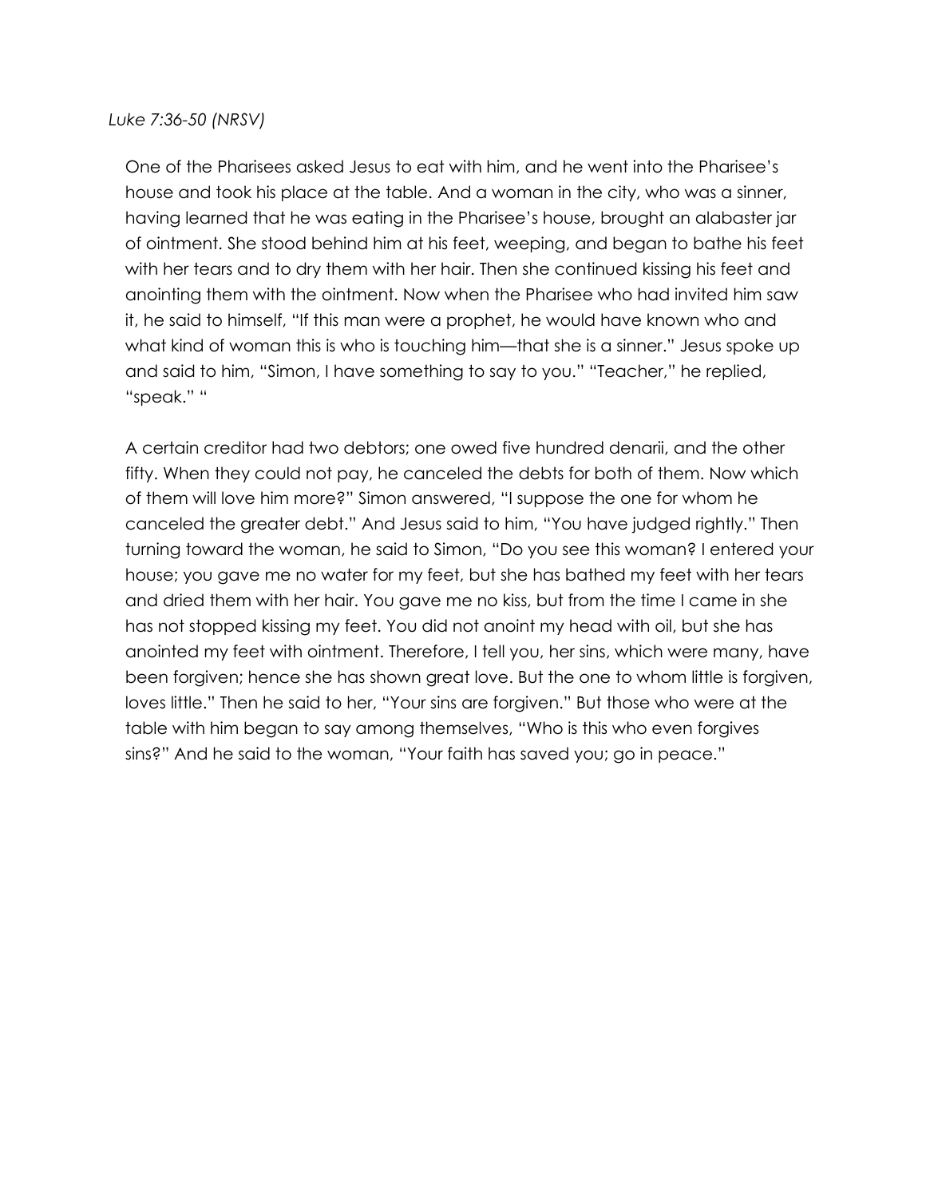*Luke 7:36-50 (NRSV)*

One of the Pharisees asked Jesus to eat with him, and he went into the Pharisee's house and took his place at the table. And a woman in the city, who was a sinner, having learned that he was eating in the Pharisee's house, brought an alabaster jar of ointment. She stood behind him at his feet, weeping, and began to bathe his feet with her tears and to dry them with her hair. Then she continued kissing his feet and anointing them with the ointment. Now when the Pharisee who had invited him saw it, he said to himself, "If this man were a prophet, he would have known who and what kind of woman this is who is touching him—that she is a sinner." Jesus spoke up and said to him, "Simon, I have something to say to you." "Teacher," he replied, "speak." "

A certain creditor had two debtors; one owed five hundred denarii, and the other fifty. When they could not pay, he canceled the debts for both of them. Now which of them will love him more?" Simon answered, "I suppose the one for whom he canceled the greater debt." And Jesus said to him, "You have judged rightly." Then turning toward the woman, he said to Simon, "Do you see this woman? I entered your house; you gave me no water for my feet, but she has bathed my feet with her tears and dried them with her hair. You gave me no kiss, but from the time I came in she has not stopped kissing my feet. You did not anoint my head with oil, but she has anointed my feet with ointment. Therefore, I tell you, her sins, which were many, have been forgiven; hence she has shown great love. But the one to whom little is forgiven, loves little." Then he said to her, "Your sins are forgiven." But those who were at the table with him began to say among themselves, "Who is this who even forgives sins?" And he said to the woman, "Your faith has saved you; go in peace."